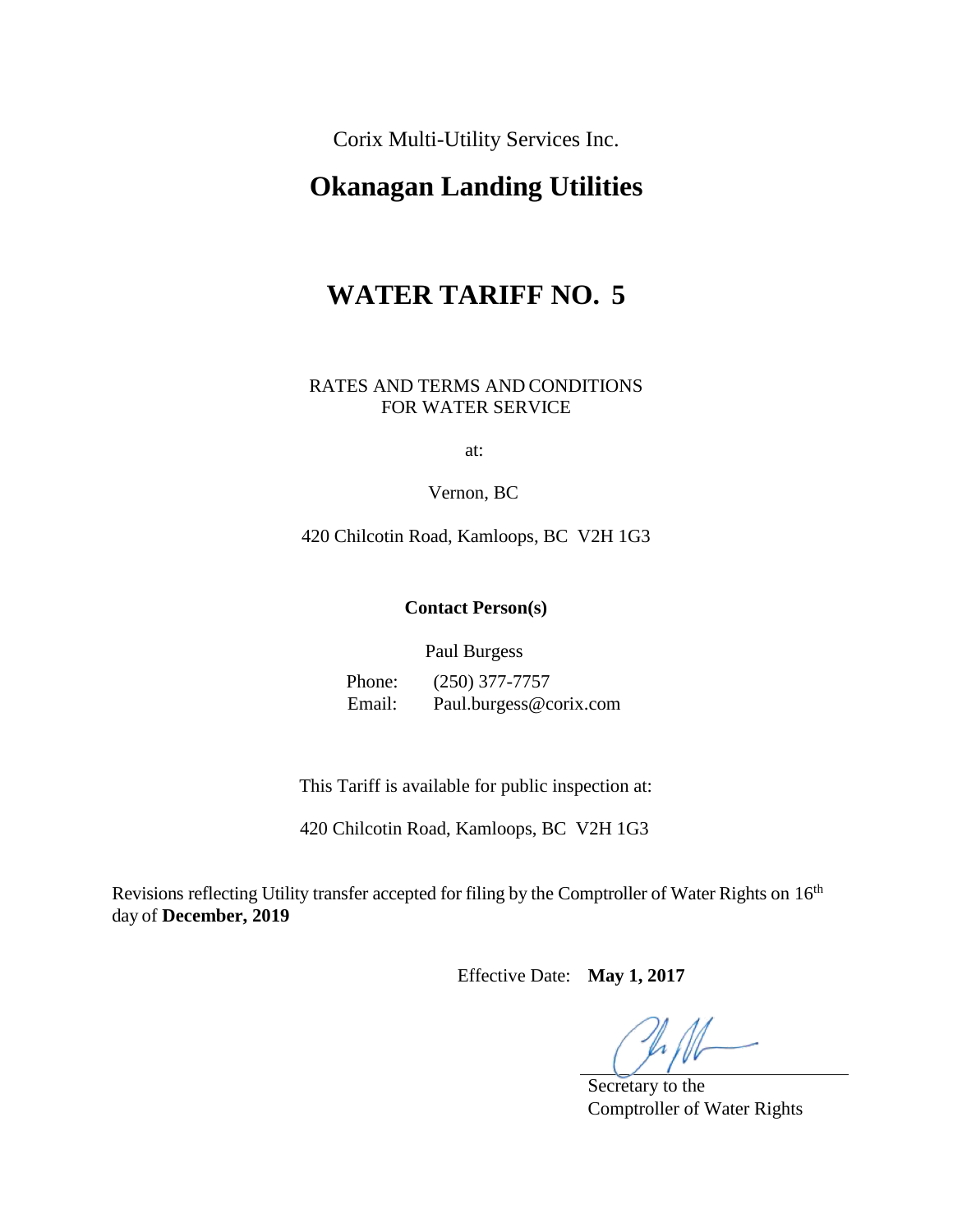Corix Multi-Utility Services Inc.

# Okanagan Landing Utilities

# WATER TARIFF NO. 5

RATES AND TERMS AND CONDITIONS
FOR WATER SERVICE

at:

Vernon, BC

420 Chilcotin Road, Kamloops, BC V2H 1G3

**Contact Person(s)**

Paul Burgess

Phone: (250) 377-7757
Email: Paul.burgess@corix.com

This Tariff is available for public inspection at:

420 Chilcotin Road, Kamloops, BC V2H 1G3

Revisions reflecting Utility transfer accepted for filing by the Comptroller of Water Rights on 16th day of **December, 2019**

Effective Date: **May 1, 2017**

Secretary to the
Comptroller of Water Rights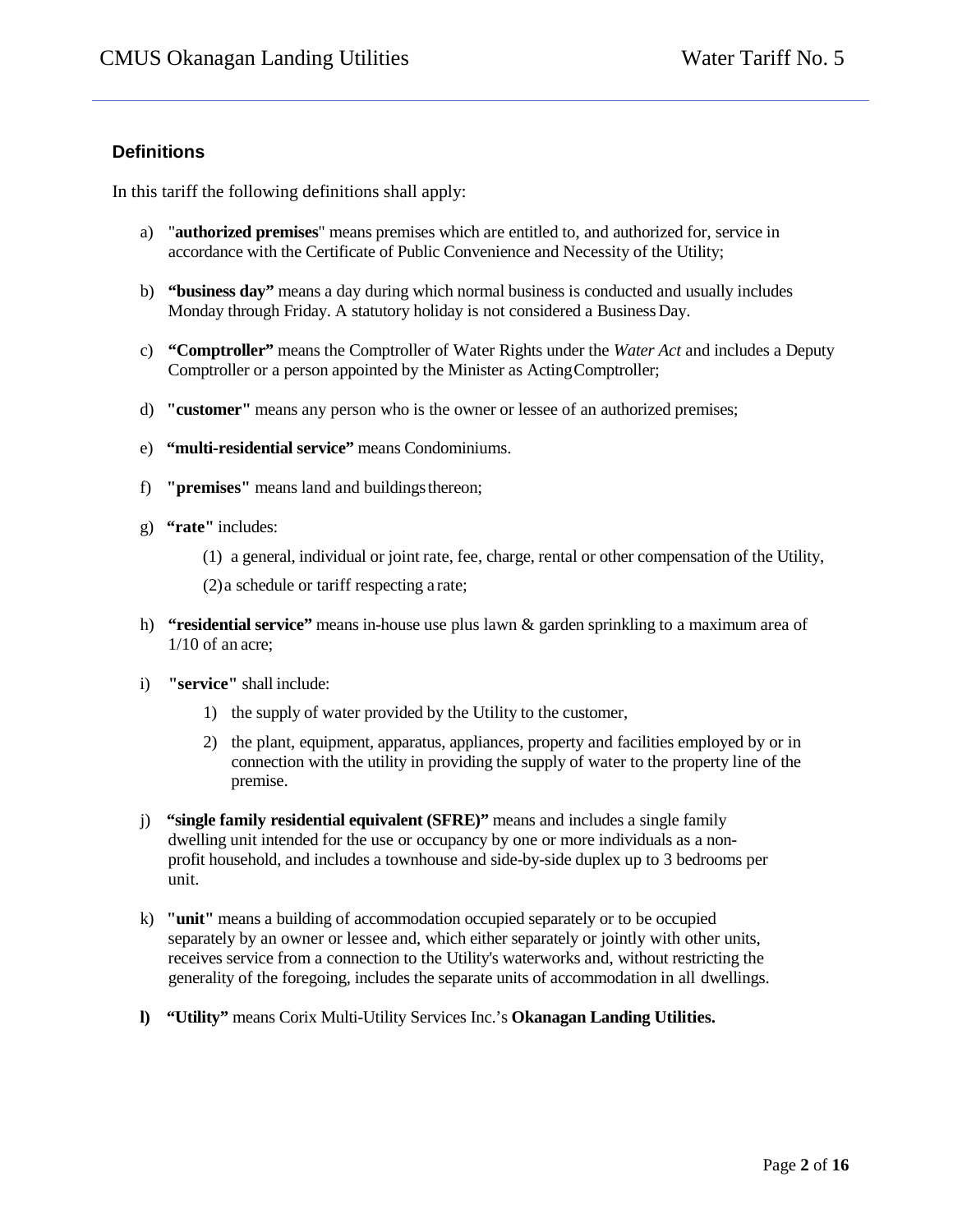## Definitions

In this tariff the following definitions shall apply:

a) "**authorized premises**" means premises which are entitled to, and authorized for, service in accordance with the Certificate of Public Convenience and Necessity of the Utility;

b) **"business day"** means a day during which normal business is conducted and usually includes Monday through Friday. A statutory holiday is not considered a Business Day.

c) **"Comptroller"** means the Comptroller of Water Rights under the *Water Act* and includes a Deputy Comptroller or a person appointed by the Minister as Acting Comptroller;

d) **"customer"** means any person who is the owner or lessee of an authorized premises;

e) **"multi-residential service"** means Condominiums.

f) **"premises"** means land and buildings thereon;

g) **"rate"** includes:

   (1) a general, individual or joint rate, fee, charge, rental or other compensation of the Utility,

   (2) a schedule or tariff respecting a rate;

h) **"residential service"** means in-house use plus lawn & garden sprinkling to a maximum area of 1/10 of an acre;

i) **"service"** shall include:

   1) the supply of water provided by the Utility to the customer,

   2) the plant, equipment, apparatus, appliances, property and facilities employed by or in connection with the utility in providing the supply of water to the property line of the premise.

j) **"single family residential equivalent (SFRE)"** means and includes a single family dwelling unit intended for the use or occupancy by one or more individuals as a non-profit household, and includes a townhouse and side-by-side duplex up to 3 bedrooms per unit.

k) **"unit"** means a building of accommodation occupied separately or to be occupied separately by an owner or lessee and, which either separately or jointly with other units, receives service from a connection to the Utility's waterworks and, without restricting the generality of the foregoing, includes the separate units of accommodation in all dwellings.

**l)** **"Utility"** means Corix Multi-Utility Services Inc.'s **Okanagan Landing Utilities.**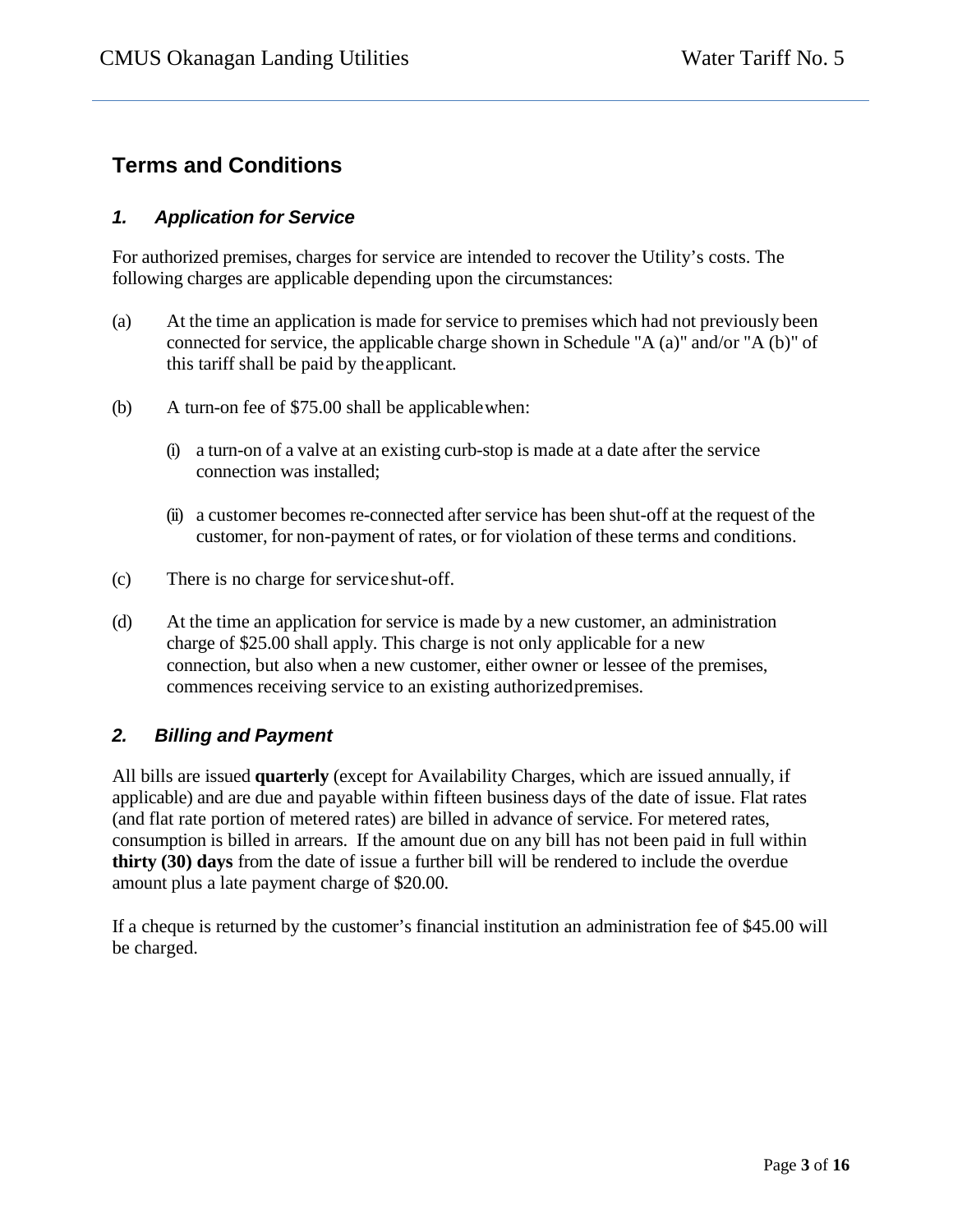## Terms and Conditions

### *1. Application for Service*

For authorized premises, charges for service are intended to recover the Utility's costs. The following charges are applicable depending upon the circumstances:

(a) At the time an application is made for service to premises which had not previously been connected for service, the applicable charge shown in Schedule "A (a)" and/or "A (b)" of this tariff shall be paid by the applicant.

(b) A turn-on fee of $75.00 shall be applicable when:

  (i) a turn-on of a valve at an existing curb-stop is made at a date after the service connection was installed;

  (ii) a customer becomes re-connected after service has been shut-off at the request of the customer, for non-payment of rates, or for violation of these terms and conditions.

(c) There is no charge for service shut-off.

(d) At the time an application for service is made by a new customer, an administration charge of $25.00 shall apply. This charge is not only applicable for a new connection, but also when a new customer, either owner or lessee of the premises, commences receiving service to an existing authorized premises.

### *2. Billing and Payment*

All bills are issued **quarterly** (except for Availability Charges, which are issued annually, if applicable) and are due and payable within fifteen business days of the date of issue. Flat rates (and flat rate portion of metered rates) are billed in advance of service. For metered rates, consumption is billed in arrears. If the amount due on any bill has not been paid in full within **thirty (30) days** from the date of issue a further bill will be rendered to include the overdue amount plus a late payment charge of $20.00.

If a cheque is returned by the customer's financial institution an administration fee of $45.00 will be charged.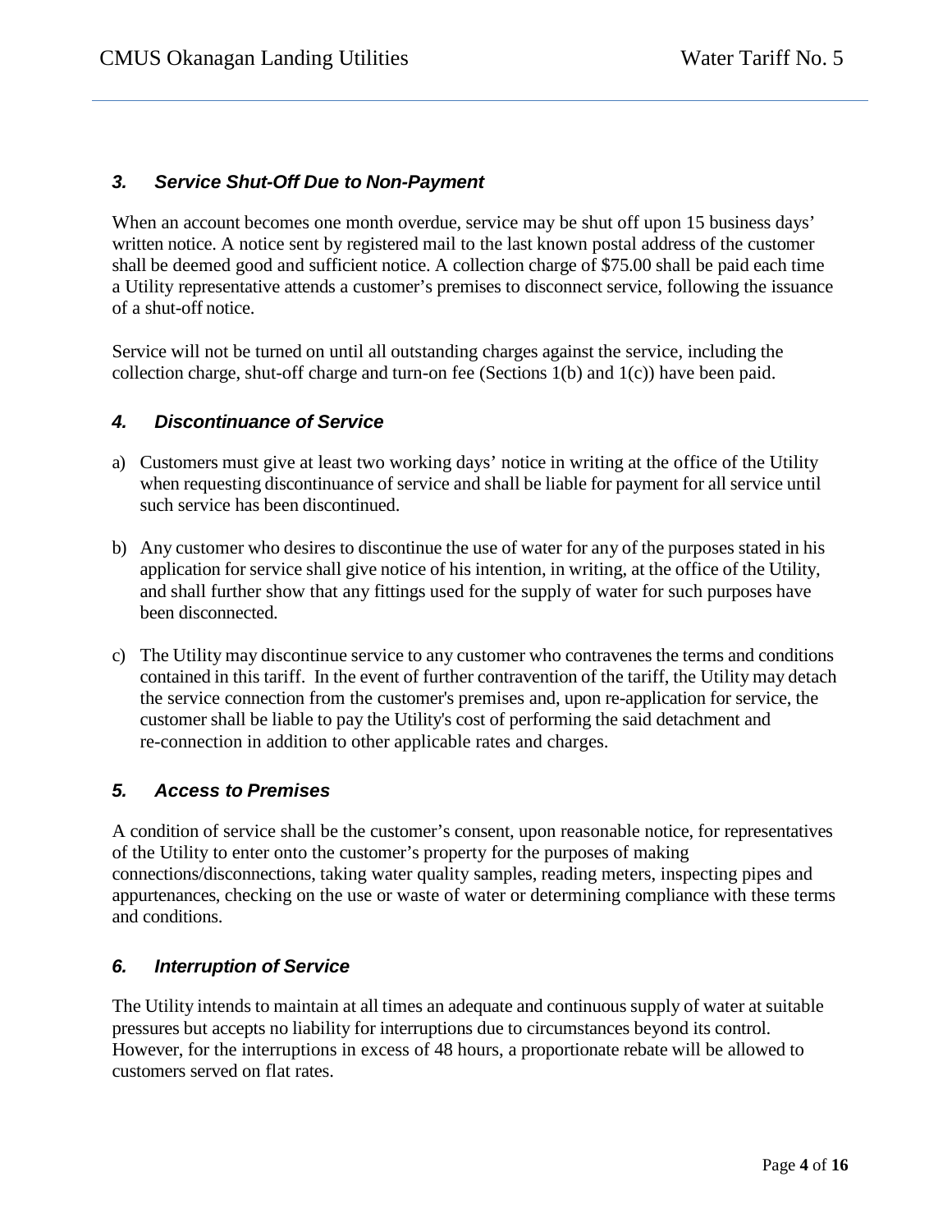### *3. Service Shut-Off Due to Non-Payment*

When an account becomes one month overdue, service may be shut off upon 15 business days' written notice. A notice sent by registered mail to the last known postal address of the customer shall be deemed good and sufficient notice. A collection charge of $75.00 shall be paid each time a Utility representative attends a customer's premises to disconnect service, following the issuance of a shut-off notice.

Service will not be turned on until all outstanding charges against the service, including the collection charge, shut-off charge and turn-on fee (Sections 1(b) and 1(c)) have been paid.

### *4. Discontinuance of Service*

a) Customers must give at least two working days' notice in writing at the office of the Utility when requesting discontinuance of service and shall be liable for payment for all service until such service has been discontinued.

b) Any customer who desires to discontinue the use of water for any of the purposes stated in his application for service shall give notice of his intention, in writing, at the office of the Utility, and shall further show that any fittings used for the supply of water for such purposes have been disconnected.

c) The Utility may discontinue service to any customer who contravenes the terms and conditions contained in this tariff. In the event of further contravention of the tariff, the Utility may detach the service connection from the customer's premises and, upon re-application for service, the customer shall be liable to pay the Utility's cost of performing the said detachment and re-connection in addition to other applicable rates and charges.

### *5. Access to Premises*

A condition of service shall be the customer's consent, upon reasonable notice, for representatives of the Utility to enter onto the customer's property for the purposes of making connections/disconnections, taking water quality samples, reading meters, inspecting pipes and appurtenances, checking on the use or waste of water or determining compliance with these terms and conditions.

### *6. Interruption of Service*

The Utility intends to maintain at all times an adequate and continuous supply of water at suitable pressures but accepts no liability for interruptions due to circumstances beyond its control. However, for the interruptions in excess of 48 hours, a proportionate rebate will be allowed to customers served on flat rates.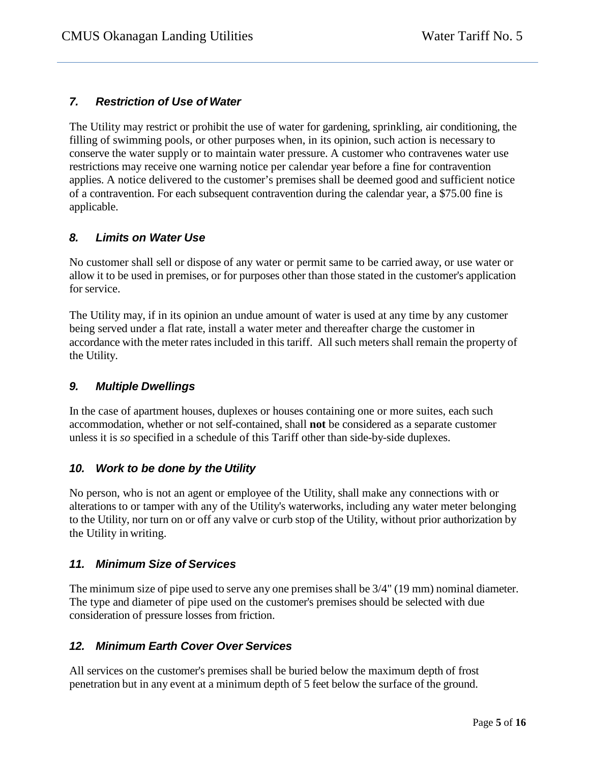### *7. Restriction of Use of Water*

The Utility may restrict or prohibit the use of water for gardening, sprinkling, air conditioning, the filling of swimming pools, or other purposes when, in its opinion, such action is necessary to conserve the water supply or to maintain water pressure. A customer who contravenes water use restrictions may receive one warning notice per calendar year before a fine for contravention applies. A notice delivered to the customer's premises shall be deemed good and sufficient notice of a contravention. For each subsequent contravention during the calendar year, a $75.00 fine is applicable.

### *8. Limits on Water Use*

No customer shall sell or dispose of any water or permit same to be carried away, or use water or allow it to be used in premises, or for purposes other than those stated in the customer's application for service.

The Utility may, if in its opinion an undue amount of water is used at any time by any customer being served under a flat rate, install a water meter and thereafter charge the customer in accordance with the meter rates included in this tariff. All such meters shall remain the property of the Utility.

### *9. Multiple Dwellings*

In the case of apartment houses, duplexes or houses containing one or more suites, each such accommodation, whether or not self-contained, shall **not** be considered as a separate customer unless it is *so* specified in a schedule of this Tariff other than side-by-side duplexes.

### *10. Work to be done by the Utility*

No person, who is not an agent or employee of the Utility, shall make any connections with or alterations to or tamper with any of the Utility's waterworks, including any water meter belonging to the Utility, nor turn on or off any valve or curb stop of the Utility, without prior authorization by the Utility in writing.

### *11. Minimum Size of Services*

The minimum size of pipe used to serve any one premises shall be 3/4" (19 mm) nominal diameter. The type and diameter of pipe used on the customer's premises should be selected with due consideration of pressure losses from friction.

### *12. Minimum Earth Cover Over Services*

All services on the customer's premises shall be buried below the maximum depth of frost penetration but in any event at a minimum depth of 5 feet below the surface of the ground.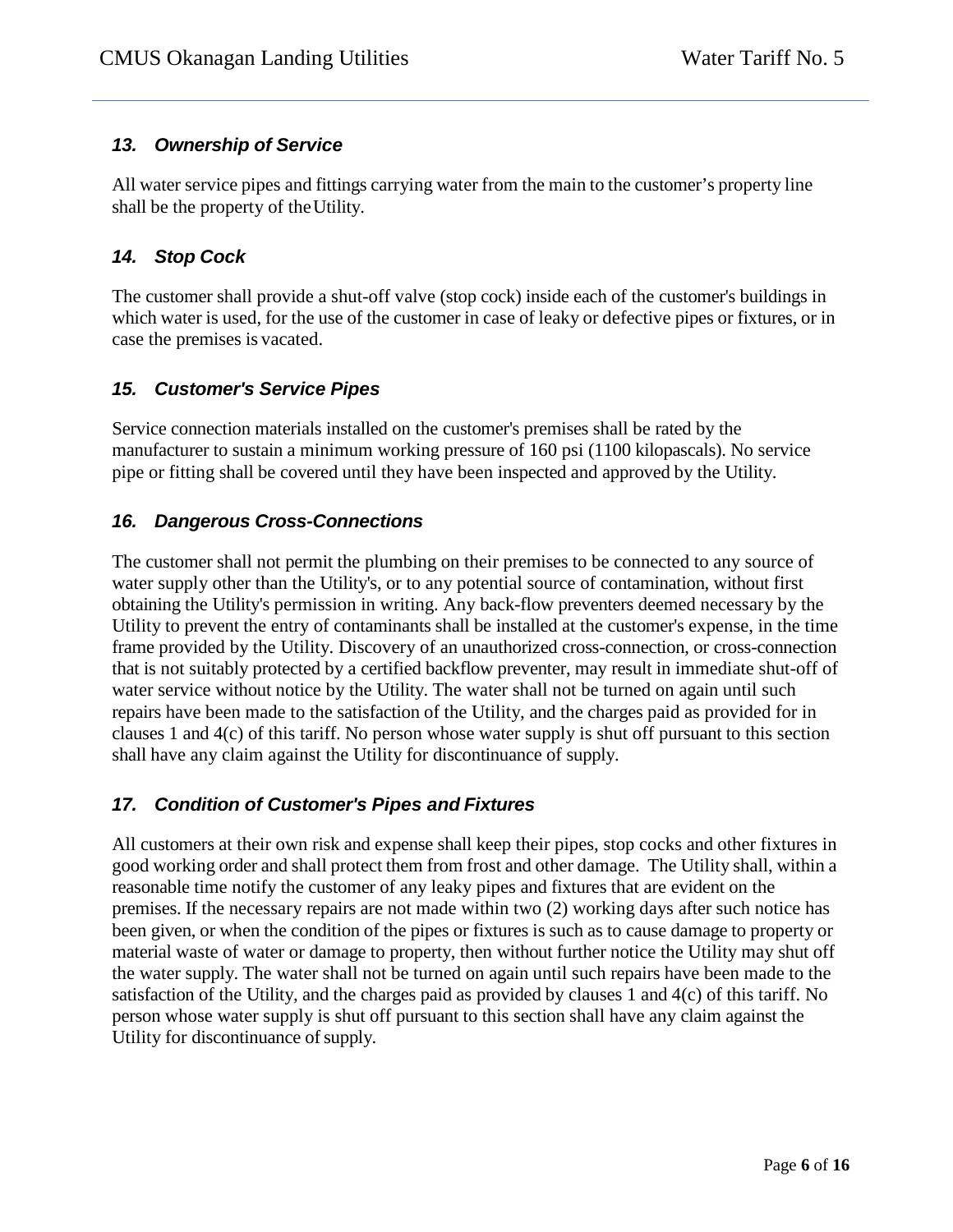### *13. Ownership of Service*

All water service pipes and fittings carrying water from the main to the customer's property line shall be the property of the Utility.

### *14. Stop Cock*

The customer shall provide a shut-off valve (stop cock) inside each of the customer's buildings in which water is used, for the use of the customer in case of leaky or defective pipes or fixtures, or in case the premises is vacated.

### *15. Customer's Service Pipes*

Service connection materials installed on the customer's premises shall be rated by the manufacturer to sustain a minimum working pressure of 160 psi (1100 kilopascals). No service pipe or fitting shall be covered until they have been inspected and approved by the Utility.

### *16. Dangerous Cross-Connections*

The customer shall not permit the plumbing on their premises to be connected to any source of water supply other than the Utility's, or to any potential source of contamination, without first obtaining the Utility's permission in writing. Any back-flow preventers deemed necessary by the Utility to prevent the entry of contaminants shall be installed at the customer's expense, in the time frame provided by the Utility. Discovery of an unauthorized cross-connection, or cross-connection that is not suitably protected by a certified backflow preventer, may result in immediate shut-off of water service without notice by the Utility. The water shall not be turned on again until such repairs have been made to the satisfaction of the Utility, and the charges paid as provided for in clauses 1 and 4(c) of this tariff. No person whose water supply is shut off pursuant to this section shall have any claim against the Utility for discontinuance of supply.

### *17. Condition of Customer's Pipes and Fixtures*

All customers at their own risk and expense shall keep their pipes, stop cocks and other fixtures in good working order and shall protect them from frost and other damage. The Utility shall, within a reasonable time notify the customer of any leaky pipes and fixtures that are evident on the premises. If the necessary repairs are not made within two (2) working days after such notice has been given, or when the condition of the pipes or fixtures is such as to cause damage to property or material waste of water or damage to property, then without further notice the Utility may shut off the water supply. The water shall not be turned on again until such repairs have been made to the satisfaction of the Utility, and the charges paid as provided by clauses 1 and 4(c) of this tariff. No person whose water supply is shut off pursuant to this section shall have any claim against the Utility for discontinuance of supply.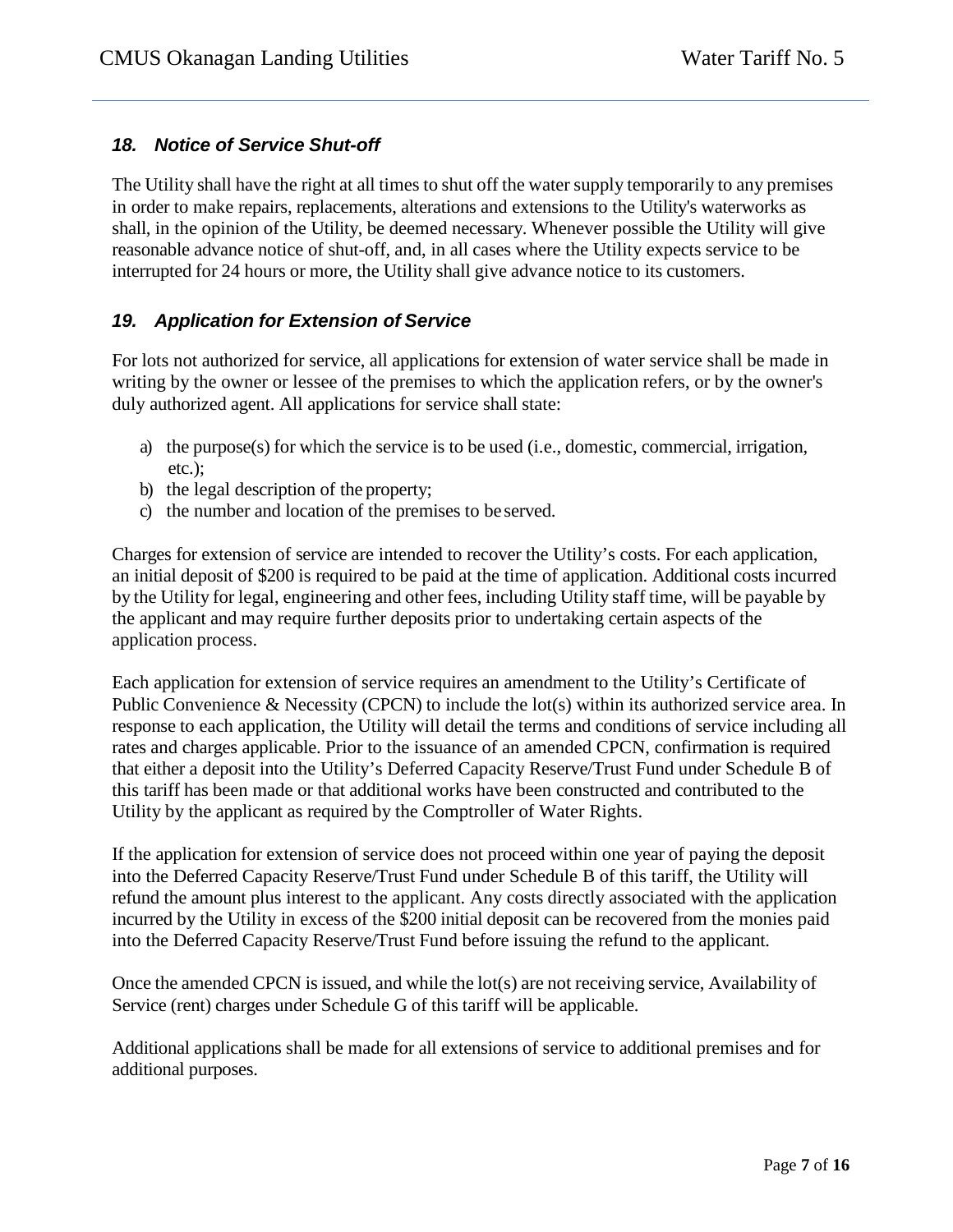### *18. Notice of Service Shut-off*

The Utility shall have the right at all times to shut off the water supply temporarily to any premises in order to make repairs, replacements, alterations and extensions to the Utility's waterworks as shall, in the opinion of the Utility, be deemed necessary. Whenever possible the Utility will give reasonable advance notice of shut-off, and, in all cases where the Utility expects service to be interrupted for 24 hours or more, the Utility shall give advance notice to its customers.

### *19. Application for Extension of Service*

For lots not authorized for service, all applications for extension of water service shall be made in writing by the owner or lessee of the premises to which the application refers, or by the owner's duly authorized agent. All applications for service shall state:

a) the purpose(s) for which the service is to be used (i.e., domestic, commercial, irrigation, etc.);
b) the legal description of the property;
c) the number and location of the premises to be served.

Charges for extension of service are intended to recover the Utility's costs. For each application, an initial deposit of $200 is required to be paid at the time of application. Additional costs incurred by the Utility for legal, engineering and other fees, including Utility staff time, will be payable by the applicant and may require further deposits prior to undertaking certain aspects of the application process.

Each application for extension of service requires an amendment to the Utility's Certificate of Public Convenience & Necessity (CPCN) to include the lot(s) within its authorized service area. In response to each application, the Utility will detail the terms and conditions of service including all rates and charges applicable. Prior to the issuance of an amended CPCN, confirmation is required that either a deposit into the Utility's Deferred Capacity Reserve/Trust Fund under Schedule B of this tariff has been made or that additional works have been constructed and contributed to the Utility by the applicant as required by the Comptroller of Water Rights.

If the application for extension of service does not proceed within one year of paying the deposit into the Deferred Capacity Reserve/Trust Fund under Schedule B of this tariff, the Utility will refund the amount plus interest to the applicant. Any costs directly associated with the application incurred by the Utility in excess of the $200 initial deposit can be recovered from the monies paid into the Deferred Capacity Reserve/Trust Fund before issuing the refund to the applicant.

Once the amended CPCN is issued, and while the lot(s) are not receiving service, Availability of Service (rent) charges under Schedule G of this tariff will be applicable.

Additional applications shall be made for all extensions of service to additional premises and for additional purposes.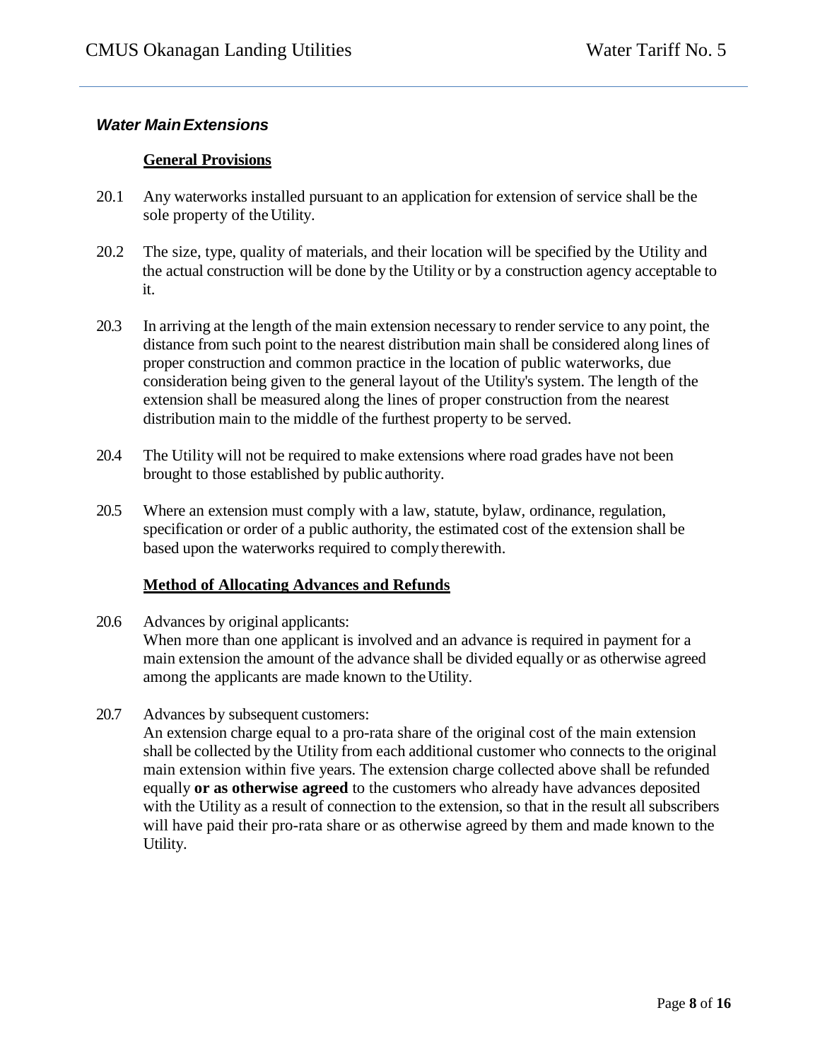### *Water Main Extensions*

**General Provisions**

20.1 Any waterworks installed pursuant to an application for extension of service shall be the sole property of the Utility.

20.2 The size, type, quality of materials, and their location will be specified by the Utility and the actual construction will be done by the Utility or by a construction agency acceptable to it.

20.3 In arriving at the length of the main extension necessary to render service to any point, the distance from such point to the nearest distribution main shall be considered along lines of proper construction and common practice in the location of public waterworks, due consideration being given to the general layout of the Utility's system. The length of the extension shall be measured along the lines of proper construction from the nearest distribution main to the middle of the furthest property to be served.

20.4 The Utility will not be required to make extensions where road grades have not been brought to those established by public authority.

20.5 Where an extension must comply with a law, statute, bylaw, ordinance, regulation, specification or order of a public authority, the estimated cost of the extension shall be based upon the waterworks required to comply therewith.

**Method of Allocating Advances and Refunds**

20.6 Advances by original applicants:
When more than one applicant is involved and an advance is required in payment for a main extension the amount of the advance shall be divided equally or as otherwise agreed among the applicants are made known to the Utility.

20.7 Advances by subsequent customers:
An extension charge equal to a pro-rata share of the original cost of the main extension shall be collected by the Utility from each additional customer who connects to the original main extension within five years. The extension charge collected above shall be refunded equally **or as otherwise agreed** to the customers who already have advances deposited with the Utility as a result of connection to the extension, so that in the result all subscribers will have paid their pro-rata share or as otherwise agreed by them and made known to the Utility.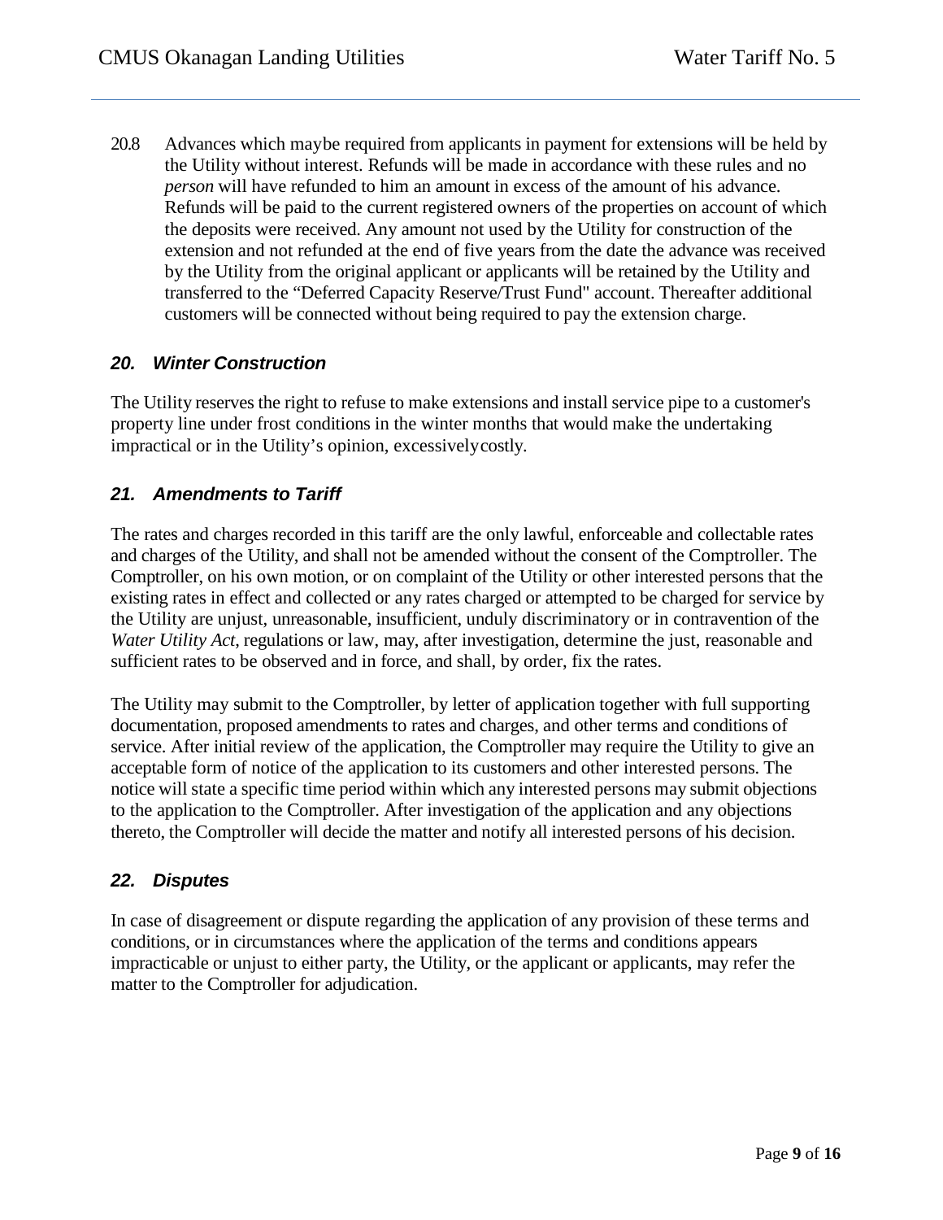20.8 Advances which maybe required from applicants in payment for extensions will be held by the Utility without interest. Refunds will be made in accordance with these rules and no *person* will have refunded to him an amount in excess of the amount of his advance. Refunds will be paid to the current registered owners of the properties on account of which the deposits were received. Any amount not used by the Utility for construction of the extension and not refunded at the end of five years from the date the advance was received by the Utility from the original applicant or applicants will be retained by the Utility and transferred to the "Deferred Capacity Reserve/Trust Fund" account. Thereafter additional customers will be connected without being required to pay the extension charge.

## *20. Winter Construction*

The Utility reserves the right to refuse to make extensions and install service pipe to a customer's property line under frost conditions in the winter months that would make the undertaking impractical or in the Utility's opinion, excessivelycostly.

## *21. Amendments to Tariff*

The rates and charges recorded in this tariff are the only lawful, enforceable and collectable rates and charges of the Utility, and shall not be amended without the consent of the Comptroller. The Comptroller, on his own motion, or on complaint of the Utility or other interested persons that the existing rates in effect and collected or any rates charged or attempted to be charged for service by the Utility are unjust, unreasonable, insufficient, unduly discriminatory or in contravention of the *Water Utility Act*, regulations or law, may, after investigation, determine the just, reasonable and sufficient rates to be observed and in force, and shall, by order, fix the rates.

The Utility may submit to the Comptroller, by letter of application together with full supporting documentation, proposed amendments to rates and charges, and other terms and conditions of service. After initial review of the application, the Comptroller may require the Utility to give an acceptable form of notice of the application to its customers and other interested persons. The notice will state a specific time period within which any interested persons may submit objections to the application to the Comptroller. After investigation of the application and any objections thereto, the Comptroller will decide the matter and notify all interested persons of his decision.

## *22. Disputes*

In case of disagreement or dispute regarding the application of any provision of these terms and conditions, or in circumstances where the application of the terms and conditions appears impracticable or unjust to either party, the Utility, or the applicant or applicants, may refer the matter to the Comptroller for adjudication.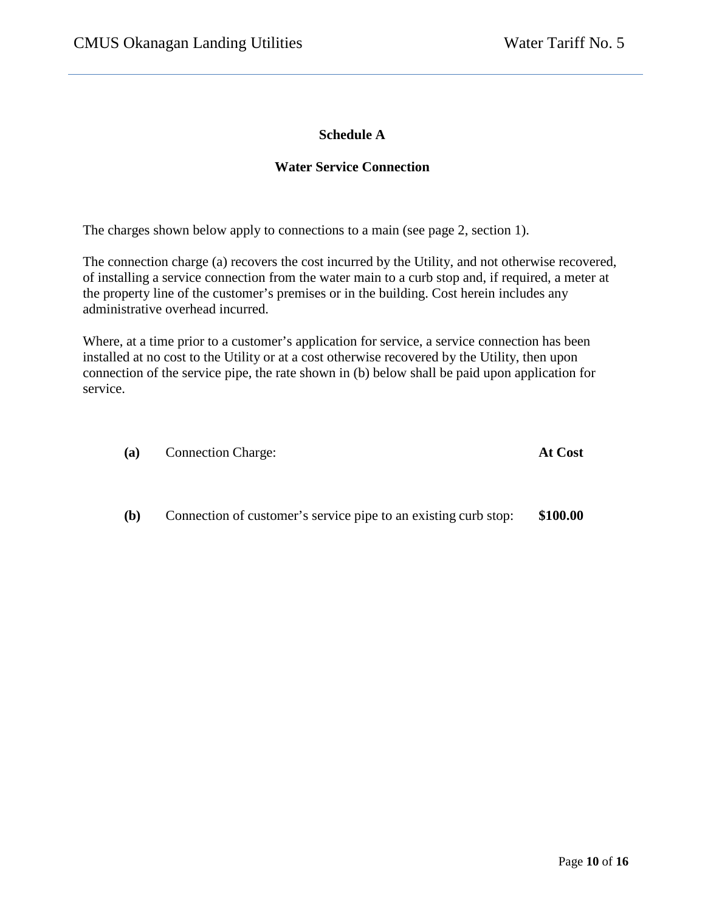## Schedule A

## Water Service Connection

The charges shown below apply to connections to a main (see page 2, section 1).

The connection charge (a) recovers the cost incurred by the Utility, and not otherwise recovered, of installing a service connection from the water main to a curb stop and, if required, a meter at the property line of the customer's premises or in the building. Cost herein includes any administrative overhead incurred.

Where, at a time prior to a customer's application for service, a service connection has been installed at no cost to the Utility or at a cost otherwise recovered by the Utility, then upon connection of the service pipe, the rate shown in (b) below shall be paid upon application for service.

| | | |
|---|---|---|
| **(a)** | Connection Charge: | **At Cost** |
| **(b)** | Connection of customer's service pipe to an existing curb stop: | **$100.00** |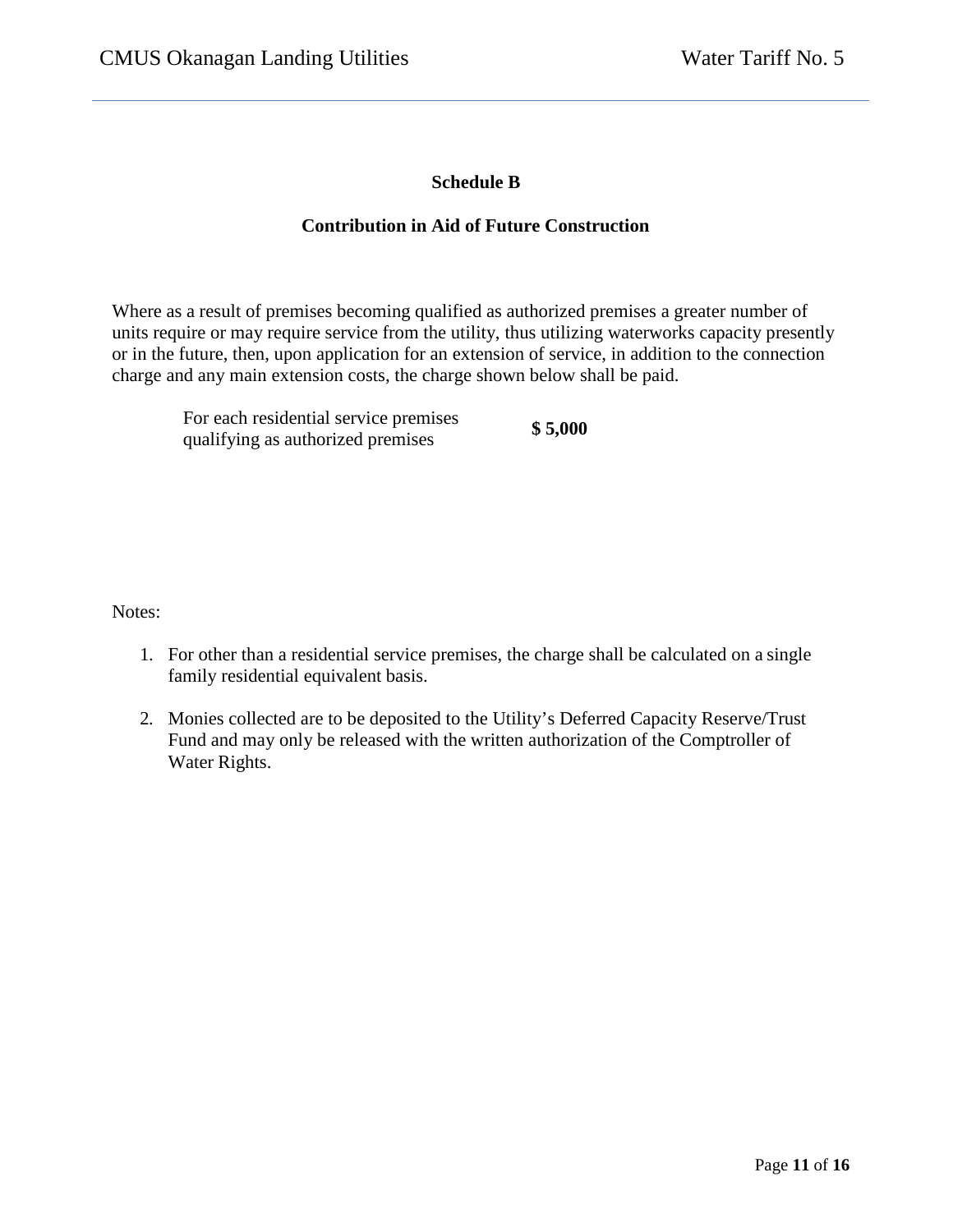## Schedule B

## Contribution in Aid of Future Construction

Where as a result of premises becoming qualified as authorized premises a greater number of units require or may require service from the utility, thus utilizing waterworks capacity presently or in the future, then, upon application for an extension of service, in addition to the connection charge and any main extension costs, the charge shown below shall be paid.

| | |
|---|---|
| For each residential service premises qualifying as authorized premises | **$ 5,000** |

Notes:

1. For other than a residential service premises, the charge shall be calculated on a single family residential equivalent basis.

2. Monies collected are to be deposited to the Utility's Deferred Capacity Reserve/Trust Fund and may only be released with the written authorization of the Comptroller of Water Rights.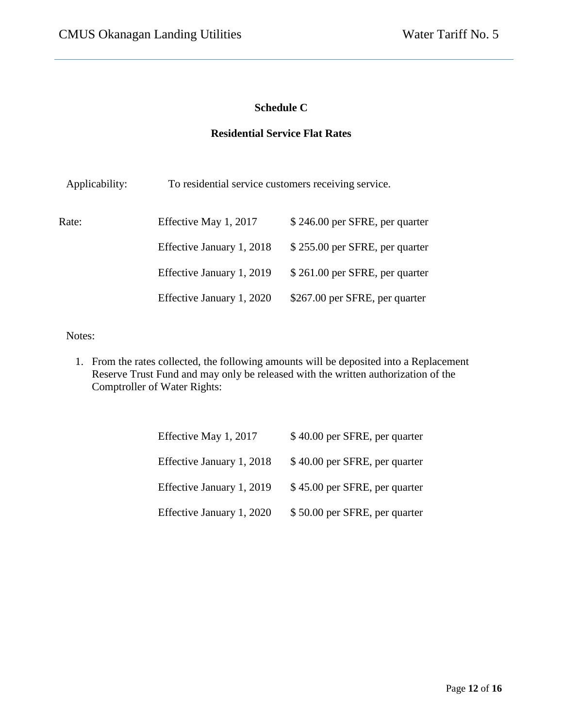## Schedule C

## Residential Service Flat Rates

Applicability: To residential service customers receiving service.

| Rate: | | |
|---|---|---|
| | Effective May 1, 2017 | $ 246.00 per SFRE, per quarter |
| | Effective January 1, 2018 | $ 255.00 per SFRE, per quarter |
| | Effective January 1, 2019 | $ 261.00 per SFRE, per quarter |
| | Effective January 1, 2020 | $267.00 per SFRE, per quarter |

Notes:

1. From the rates collected, the following amounts will be deposited into a Replacement Reserve Trust Fund and may only be released with the written authorization of the Comptroller of Water Rights:

| | |
|---|---|
| Effective May 1, 2017 | $ 40.00 per SFRE, per quarter |
| Effective January 1, 2018 | $ 40.00 per SFRE, per quarter |
| Effective January 1, 2019 | $ 45.00 per SFRE, per quarter |
| Effective January 1, 2020 | $ 50.00 per SFRE, per quarter |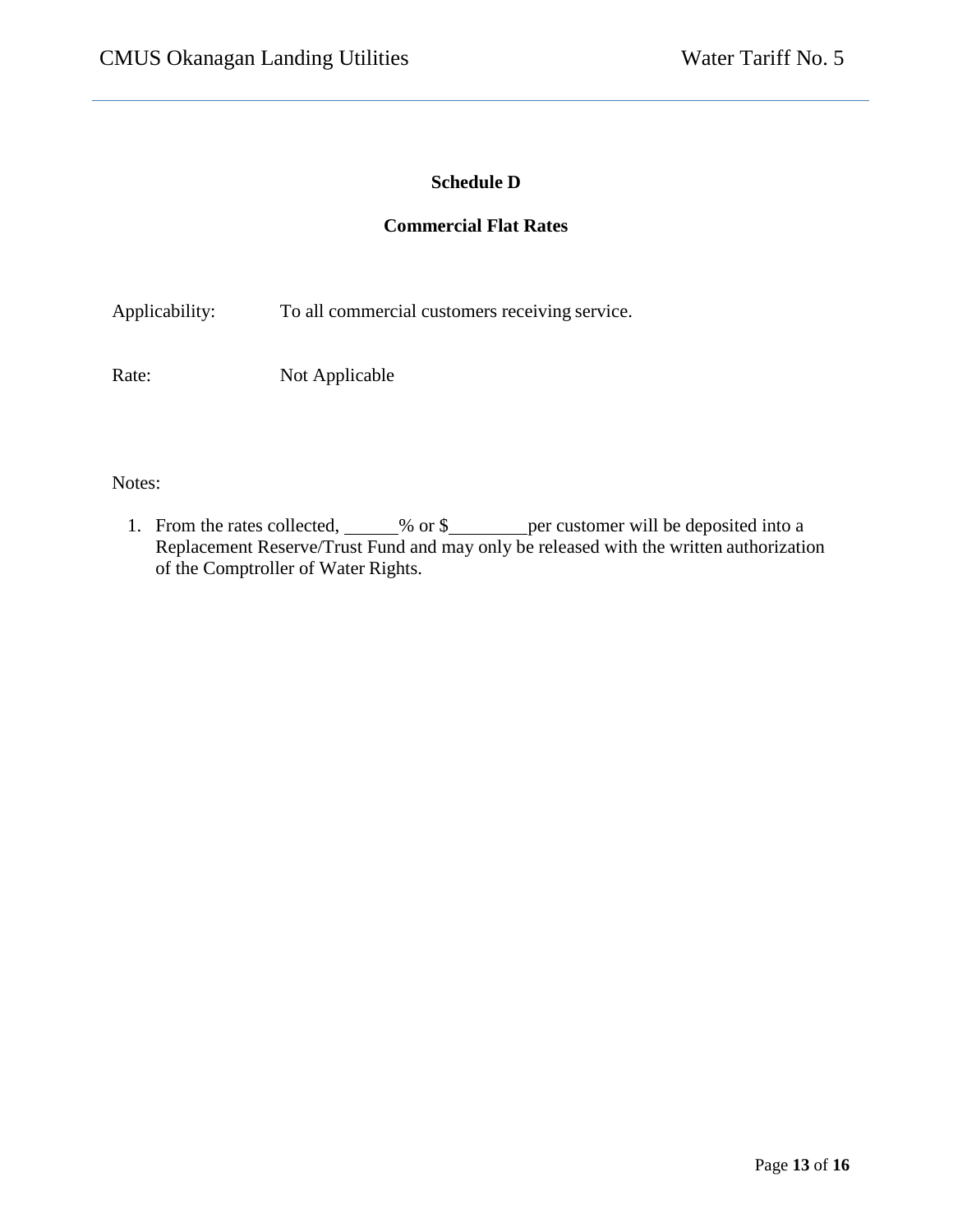## Schedule D

## Commercial Flat Rates

Applicability: To all commercial customers receiving service.

Rate: Not Applicable

Notes:

1. From the rates collected, ______% or $_________ per customer will be deposited into a Replacement Reserve/Trust Fund and may only be released with the written authorization of the Comptroller of Water Rights.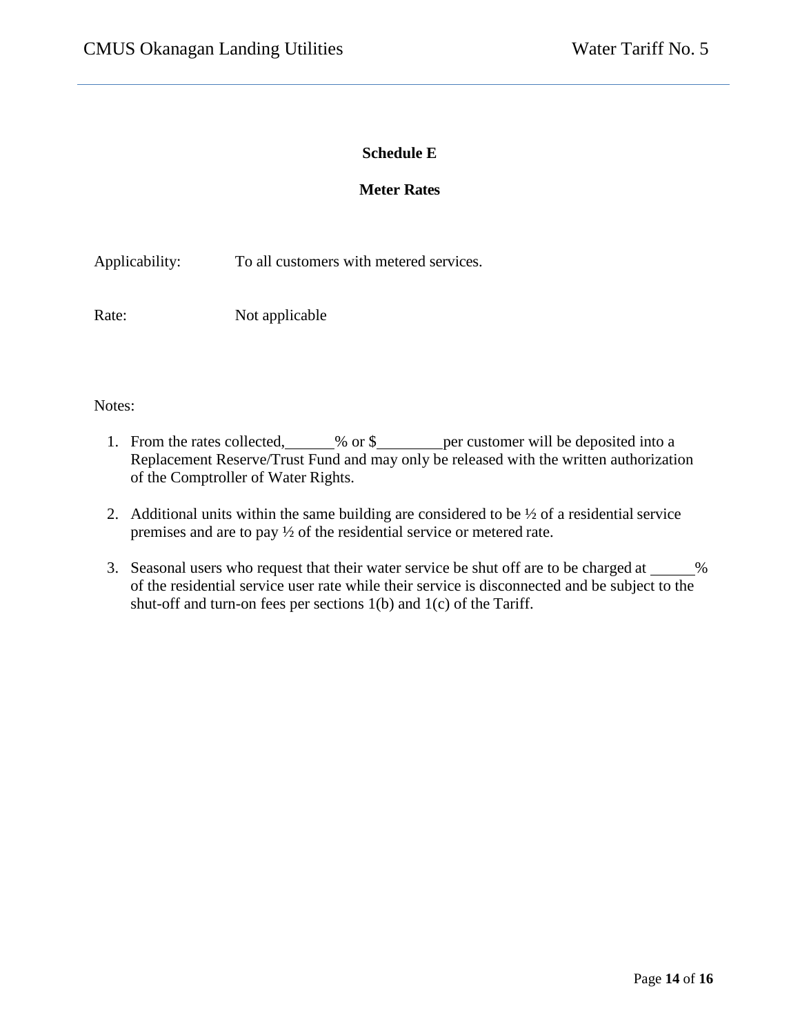**Schedule E**

**Meter Rates**

Applicability: To all customers with metered services.

Rate: Not applicable

Notes:

1. From the rates collected, ______% or $________ per customer will be deposited into a Replacement Reserve/Trust Fund and may only be released with the written authorization of the Comptroller of Water Rights.

2. Additional units within the same building are considered to be ½ of a residential service premises and are to pay ½ of the residential service or metered rate.

3. Seasonal users who request that their water service be shut off are to be charged at ______% of the residential service user rate while their service is disconnected and be subject to the shut-off and turn-on fees per sections 1(b) and 1(c) of the Tariff.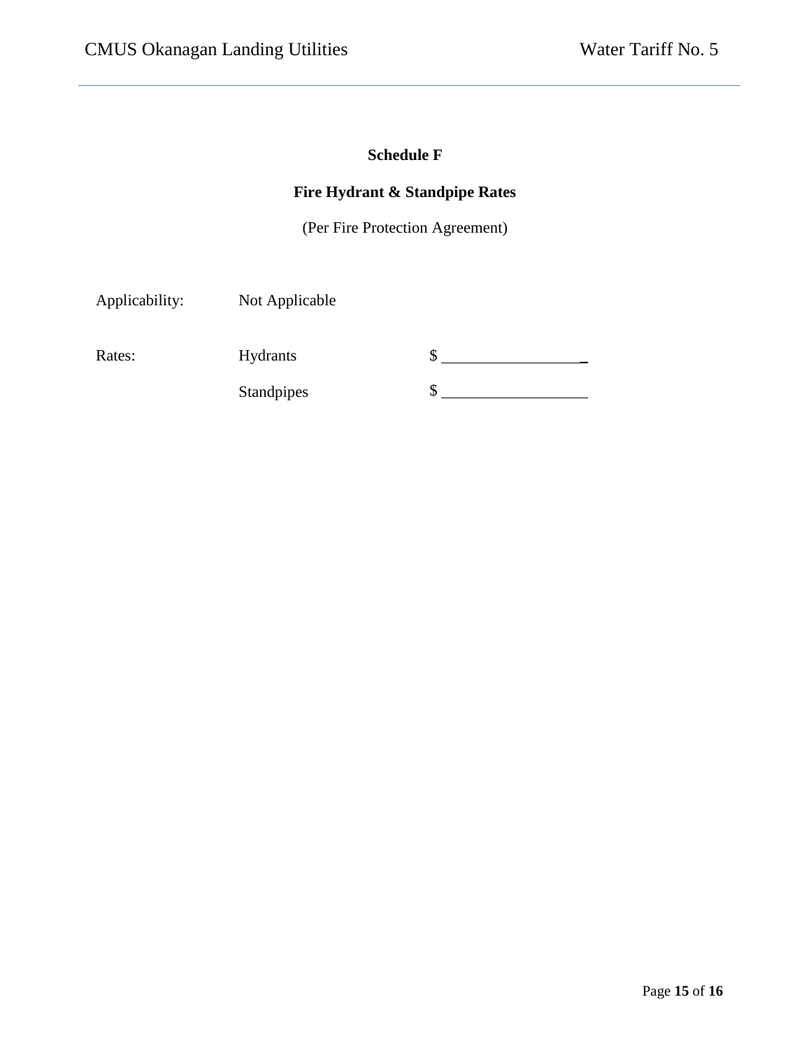## Schedule F

## Fire Hydrant & Standpipe Rates

(Per Fire Protection Agreement)

Applicability: Not Applicable

| Rates: | Hydrants | $ ____________________ |
| --- | --- | --- |
| | Standpipes | $ ____________________ |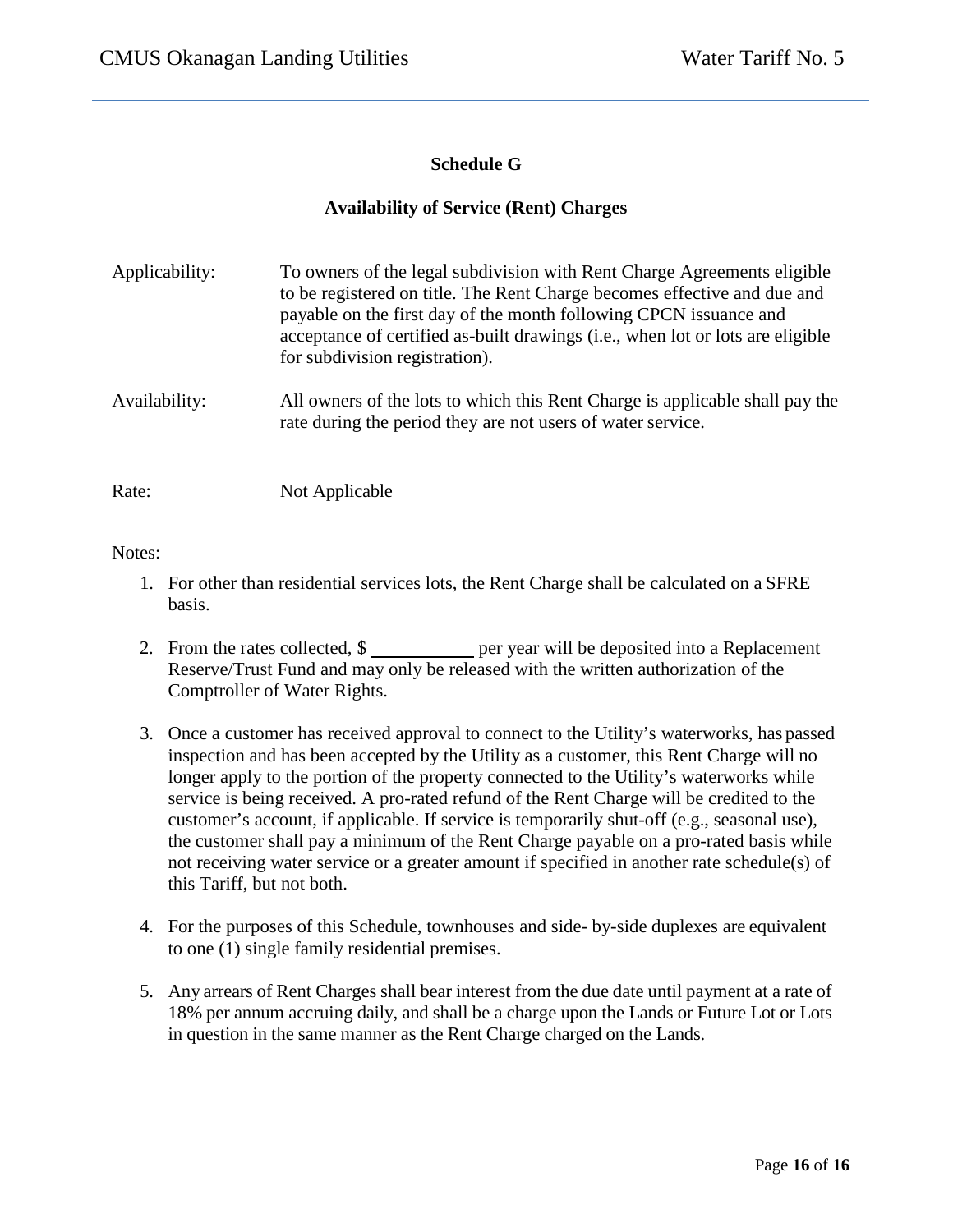## Schedule G

### Availability of Service (Rent) Charges

| | |
|---|---|
| Applicability: | To owners of the legal subdivision with Rent Charge Agreements eligible to be registered on title. The Rent Charge becomes effective and due and payable on the first day of the month following CPCN issuance and acceptance of certified as-built drawings (i.e., when lot or lots are eligible for subdivision registration). |
| Availability: | All owners of the lots to which this Rent Charge is applicable shall pay the rate during the period they are not users of water service. |
| Rate: | Not Applicable |

Notes:

1. For other than residential services lots, the Rent Charge shall be calculated on a SFRE basis.
2. From the rates collected, $ ___________ per year will be deposited into a Replacement Reserve/Trust Fund and may only be released with the written authorization of the Comptroller of Water Rights.
3. Once a customer has received approval to connect to the Utility's waterworks, has passed inspection and has been accepted by the Utility as a customer, this Rent Charge will no longer apply to the portion of the property connected to the Utility's waterworks while service is being received. A pro-rated refund of the Rent Charge will be credited to the customer's account, if applicable. If service is temporarily shut-off (e.g., seasonal use), the customer shall pay a minimum of the Rent Charge payable on a pro-rated basis while not receiving water service or a greater amount if specified in another rate schedule(s) of this Tariff, but not both.
4. For the purposes of this Schedule, townhouses and side- by-side duplexes are equivalent to one (1) single family residential premises.
5. Any arrears of Rent Charges shall bear interest from the due date until payment at a rate of 18% per annum accruing daily, and shall be a charge upon the Lands or Future Lot or Lots in question in the same manner as the Rent Charge charged on the Lands.